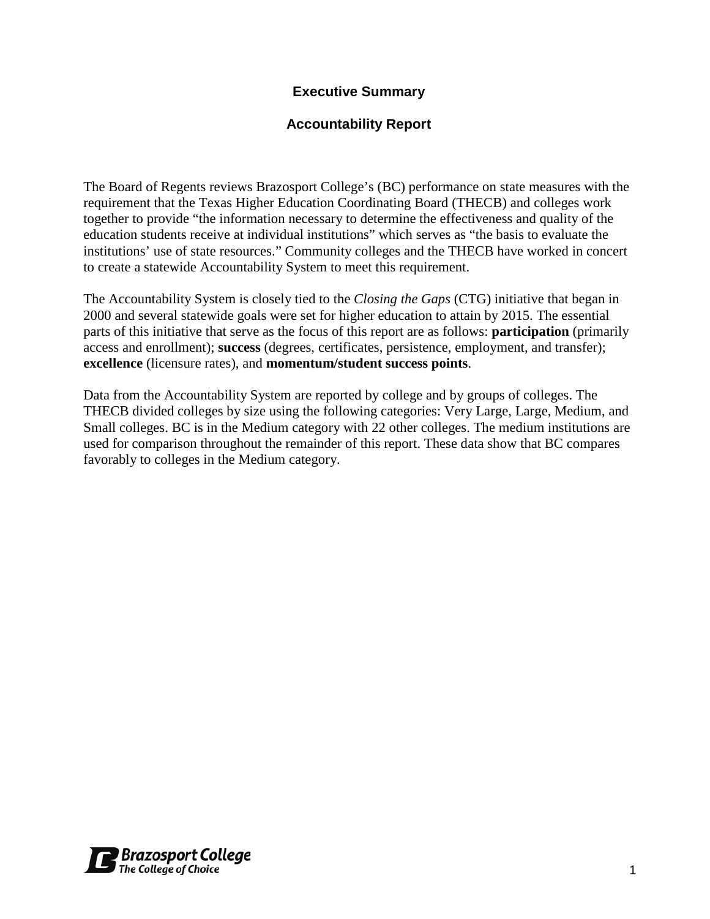# Executive Summary

## Accountability Report

The Board of Regents reviews Brazosport College's (BC) performance on state measures with the requirement that the Texas Higher Education Coordinating Board (THECB) and colleges work together to provide "the information necessary to determine the effectiveness and quality of the education students receive at individual institutions" which serves as "the basis to evaluate the institutions' use of state resources." Community colleges and the THECB have worked in concert to create a statewide Accountability System to meet this requirement.

The Accountability System is closely tied to the *Closing the Gaps* (CTG) initiative that began in 2000 and several statewide goals were set for higher education to attain by 2015. The essential parts of this initiative that serve as the focus of this report are as follows: **participation** (primarily access and enrollment); **success** (degrees, certificates, persistence, employment, and transfer); **excellence** (licensure rates), and **momentum/student success points**.

Data from the Accountability System are reported by college and by groups of colleges. The THECB divided colleges by size using the following categories: Very Large, Large, Medium, and Small colleges. BC is in the Medium category with 22 other colleges. The medium institutions are used for comparison throughout the remainder of this report. These data show that BC compares favorably to colleges in the Medium category.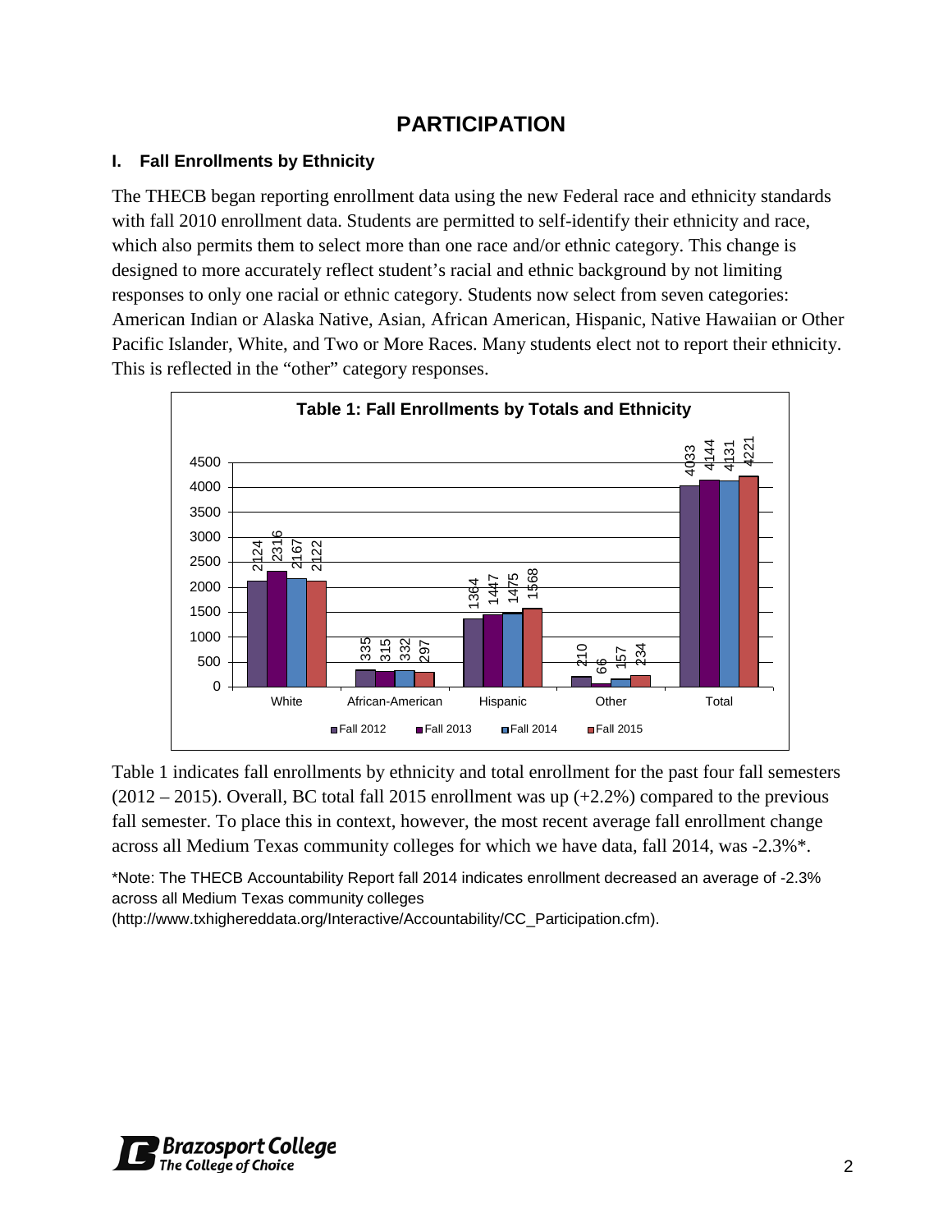# PARTICIPATION

### I. Fall Enrollments by Ethnicity

The THECB began reporting enrollment data using the new Federal race and ethnicity standards with fall 2010 enrollment data. Students are permitted to self-identify their ethnicity and race, which also permits them to select more than one race and/or ethnic category. This change is designed to more accurately reflect student's racial and ethnic background by not limiting responses to only one racial or ethnic category. Students now select from seven categories: American Indian or Alaska Native, Asian, African American, Hispanic, Native Hawaiian or Other Pacific Islander, White, and Two or More Races. Many students elect not to report their ethnicity. This is reflected in the "other" category responses.

**Table 1: Fall Enrollments by Totals and Ethnicity**

| | White | African-American | Hispanic | Other | Total |
|---|---|---|---|---|---|
| Fall 2012 | 2124 | 335 | 1364 | 210 | 4033 |
| Fall 2013 | 2316 | 315 | 1447 | 66 | 4144 |
| Fall 2014 | 2167 | 332 | 1475 | 157 | 4131 |
| Fall 2015 | 2122 | 297 | 1568 | 234 | 4221 |

Table 1 indicates fall enrollments by ethnicity and total enrollment for the past four fall semesters (2012 – 2015). Overall, BC total fall 2015 enrollment was up (+2.2%) compared to the previous fall semester. To place this in context, however, the most recent average fall enrollment change across all Medium Texas community colleges for which we have data, fall 2014, was -2.3%*.

*Note: The THECB Accountability Report fall 2014 indicates enrollment decreased an average of -2.3% across all Medium Texas community colleges (http://www.txhighereddata.org/Interactive/Accountability/CC_Participation.cfm).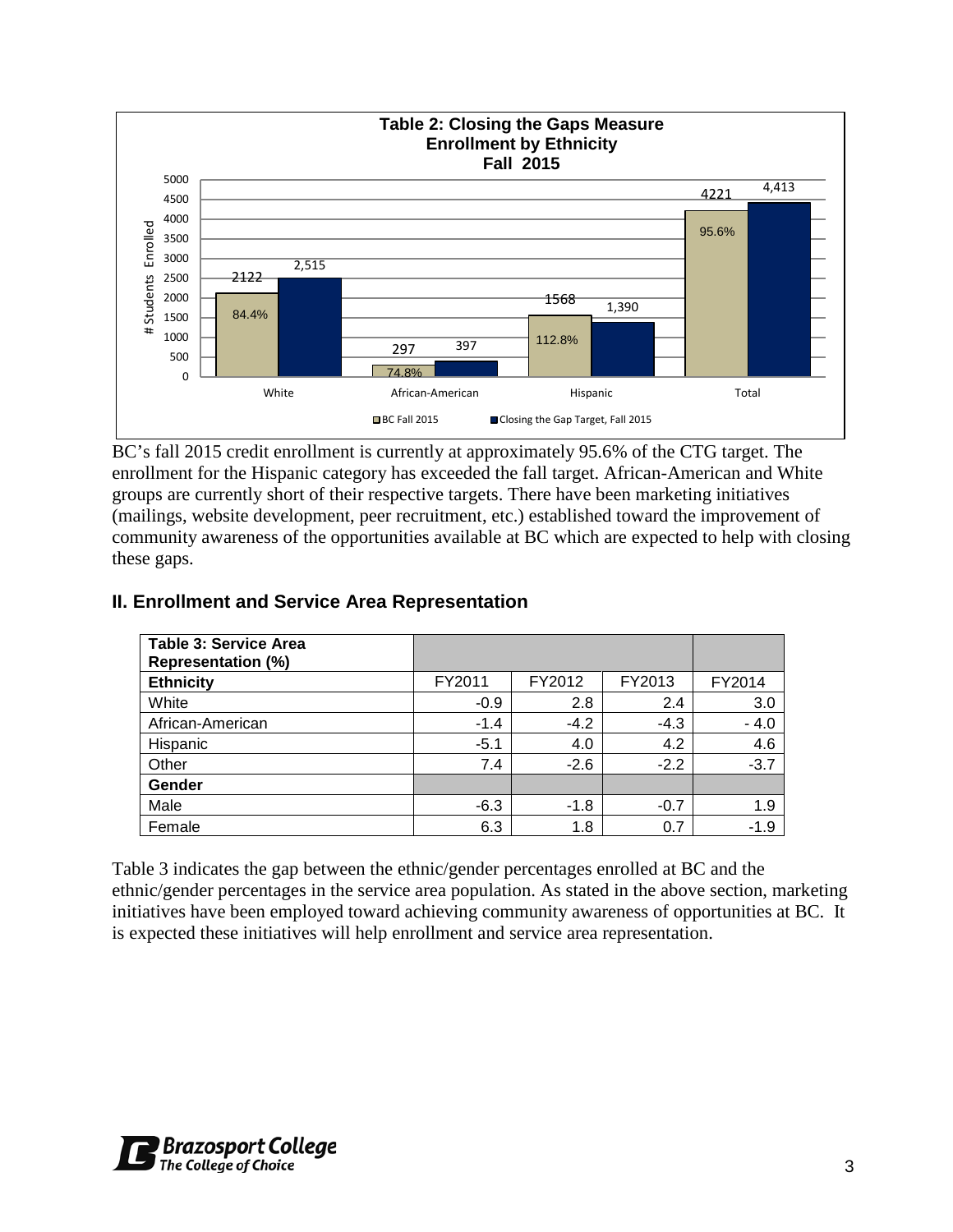**Table 2: Closing the Gaps Measure**
**Enrollment by Ethnicity**
**Fall 2015**

| | White | African-American | Hispanic | Total |
|---|---|---|---|---|
| BC Fall 2015 | 2122 | 297 | 1568 | 4221 |
| Closing the Gap Target, Fall 2015 | 2,515 | 397 | 1,390 | 4,413 |
| % of Target | 84.4% | 74.8% | 112.8% | 95.6% |

BC's fall 2015 credit enrollment is currently at approximately 95.6% of the CTG target. The enrollment for the Hispanic category has exceeded the fall target. African-American and White groups are currently short of their respective targets. There have been marketing initiatives (mailings, website development, peer recruitment, etc.) established toward the improvement of community awareness of the opportunities available at BC which are expected to help with closing these gaps.

## II. Enrollment and Service Area Representation

| **Table 3: Service Area Representation (%)** | | | | |
|---|---|---|---|---|
| **Ethnicity** | FY2011 | FY2012 | FY2013 | FY2014 |
| White | -0.9 | 2.8 | 2.4 | 3.0 |
| African-American | -1.4 | -4.2 | -4.3 | - 4.0 |
| Hispanic | -5.1 | 4.0 | 4.2 | 4.6 |
| Other | 7.4 | -2.6 | -2.2 | -3.7 |
| **Gender** | | | | |
| Male | -6.3 | -1.8 | -0.7 | 1.9 |
| Female | 6.3 | 1.8 | 0.7 | -1.9 |

Table 3 indicates the gap between the ethnic/gender percentages enrolled at BC and the ethnic/gender percentages in the service area population. As stated in the above section, marketing initiatives have been employed toward achieving community awareness of opportunities at BC. It is expected these initiatives will help enrollment and service area representation.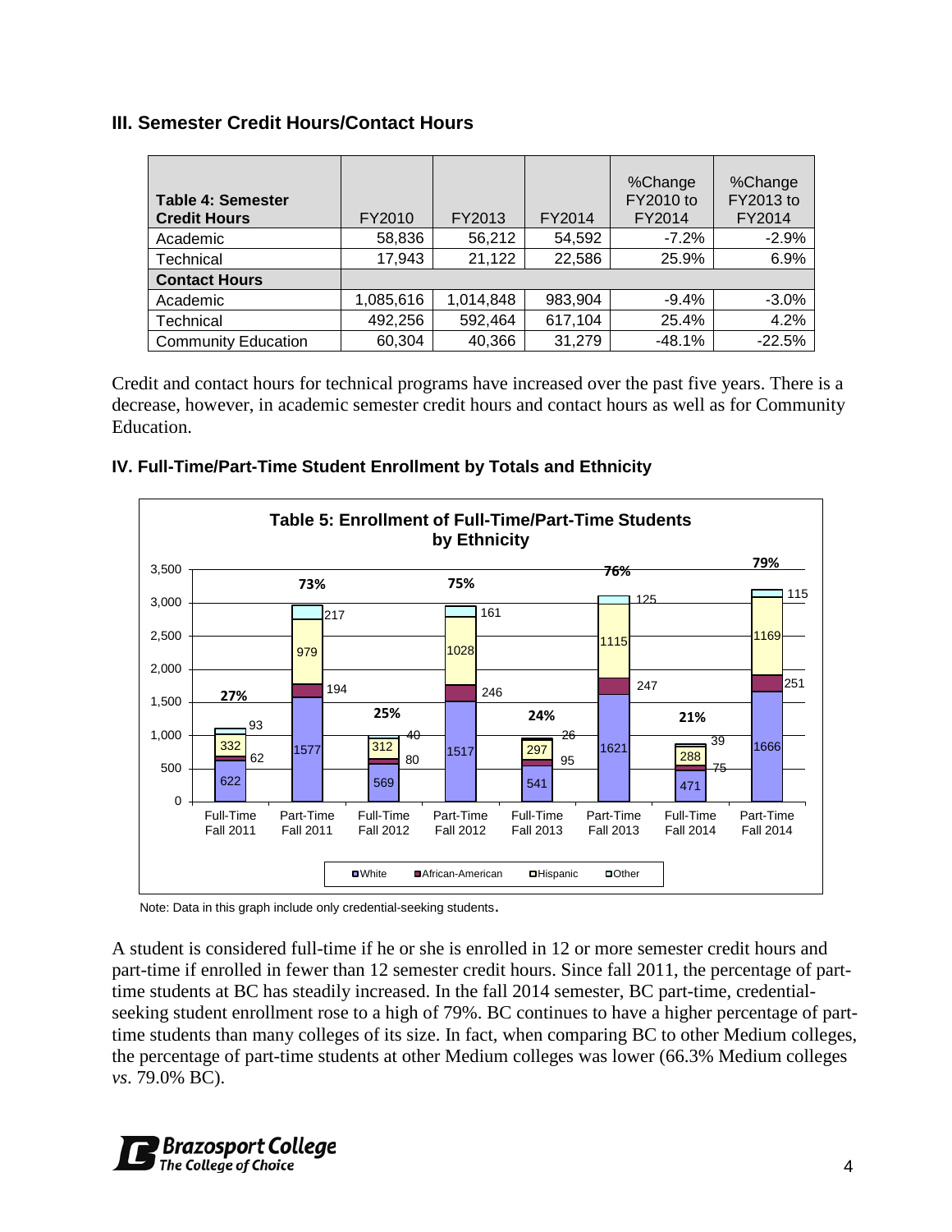### III. Semester Credit Hours/Contact Hours

| Table 4: Semester Credit Hours | FY2010 | FY2013 | FY2014 | %Change FY2010 to FY2014 | %Change FY2013 to FY2014 |
|---|---|---|---|---|---|
| Academic | 58,836 | 56,212 | 54,592 | -7.2% | -2.9% |
| Technical | 17,943 | 21,122 | 22,586 | 25.9% | 6.9% |
| **Contact Hours** | | | | | |
| Academic | 1,085,616 | 1,014,848 | 983,904 | -9.4% | -3.0% |
| Technical | 492,256 | 592,464 | 617,104 | 25.4% | 4.2% |
| Community Education | 60,304 | 40,366 | 31,279 | -48.1% | -22.5% |

Credit and contact hours for technical programs have increased over the past five years. There is a decrease, however, in academic semester credit hours and contact hours as well as for Community Education.

### IV. Full-Time/Part-Time Student Enrollment by Totals and Ethnicity

**Table 5: Enrollment of Full-Time/Part-Time Students by Ethnicity**

| | White | African-American | Hispanic | Other | % of total |
|---|---|---|---|---|---|
| Full-Time Fall 2011 | 622 | 62 | 332 | 93 | 27% |
| Part-Time Fall 2011 | 1577 | 194 | 979 | 217 | 73% |
| Full-Time Fall 2012 | 569 | 80 | 312 | 40 | 25% |
| Part-Time Fall 2012 | 1517 | 246 | 1028 | 161 | 75% |
| Full-Time Fall 2013 | 541 | 95 | 297 | 26 | 24% |
| Part-Time Fall 2013 | 1621 | 247 | 1115 | 125 | 76% |
| Full-Time Fall 2014 | 471 | 75 | 288 | 39 | 21% |
| Part-Time Fall 2014 | 1666 | 251 | 1169 | 115 | 79% |

Note: Data in this graph include only credential-seeking students.

A student is considered full-time if he or she is enrolled in 12 or more semester credit hours and part-time if enrolled in fewer than 12 semester credit hours. Since fall 2011, the percentage of part-time students at BC has steadily increased. In the fall 2014 semester, BC part-time, credential-seeking student enrollment rose to a high of 79%. BC continues to have a higher percentage of part-time students than many colleges of its size. In fact, when comparing BC to other Medium colleges, the percentage of part-time students at other Medium colleges was lower (66.3% Medium colleges *vs*. 79.0% BC).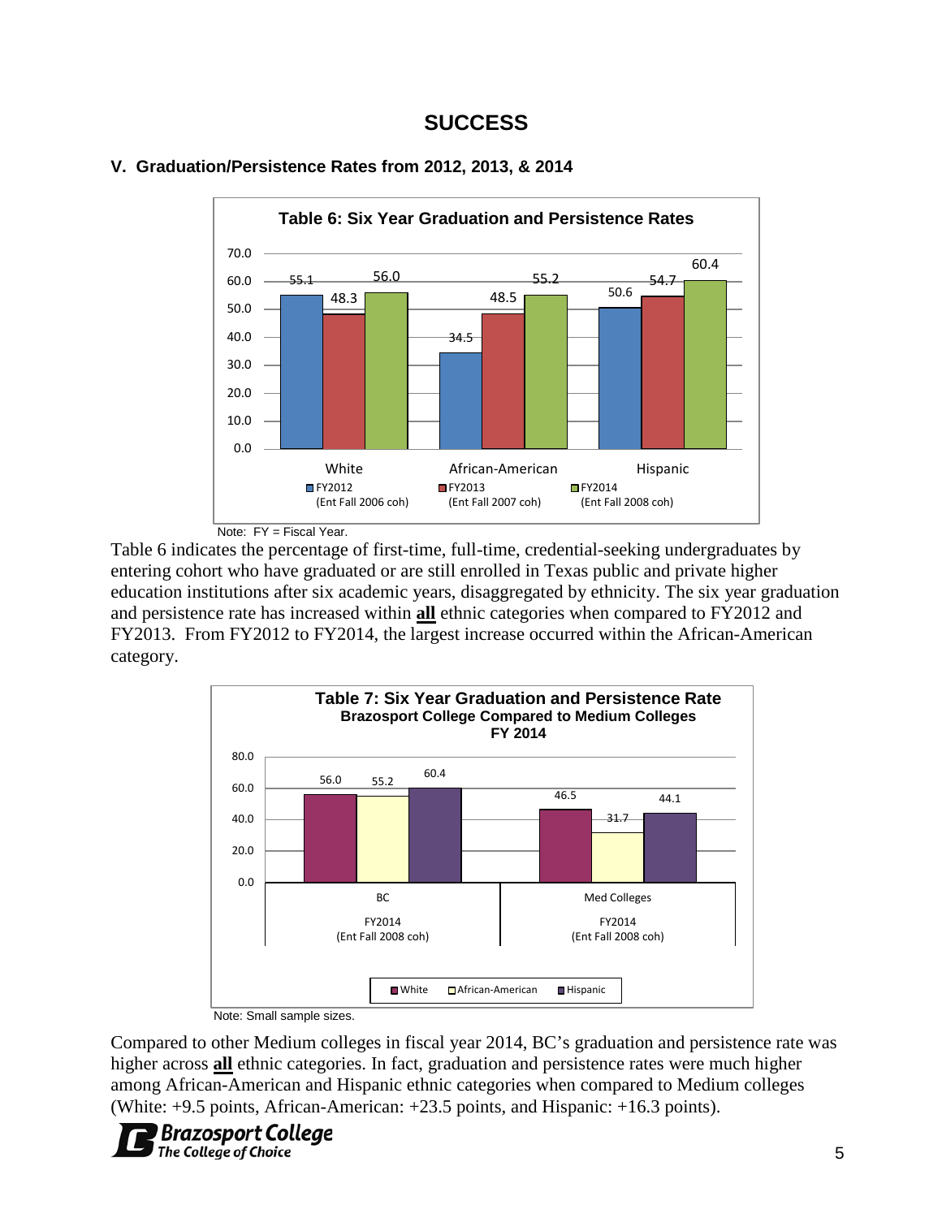# SUCCESS

### V. Graduation/Persistence Rates from 2012, 2013, & 2014

**Table 6: Six Year Graduation and Persistence Rates**

| | FY2012 (Ent Fall 2006 coh) | FY2013 (Ent Fall 2007 coh) | FY2014 (Ent Fall 2008 coh) |
|---|---|---|---|
| White | 55.1 | 48.3 | 56.0 |
| African-American | 34.5 | 48.5 | 55.2 |
| Hispanic | 50.6 | 54.7 | 60.4 |

Note: FY = Fiscal Year.

Table 6 indicates the percentage of first-time, full-time, credential-seeking undergraduates by entering cohort who have graduated or are still enrolled in Texas public and private higher education institutions after six academic years, disaggregated by ethnicity. The six year graduation and persistence rate has increased within **all** ethnic categories when compared to FY2012 and FY2013. From FY2012 to FY2014, the largest increase occurred within the African-American category.

**Table 7: Six Year Graduation and Persistence Rate**
**Brazosport College Compared to Medium Colleges**
**FY 2014**

| | White | African-American | Hispanic |
|---|---|---|---|
| BC FY2014 (Ent Fall 2008 coh) | 56.0 | 55.2 | 60.4 |
| Med Colleges FY2014 (Ent Fall 2008 coh) | 46.5 | 31.7 | 44.1 |

Note: Small sample sizes.

Compared to other Medium colleges in fiscal year 2014, BC's graduation and persistence rate was higher across **all** ethnic categories. In fact, graduation and persistence rates were much higher among African-American and Hispanic ethnic categories when compared to Medium colleges (White: +9.5 points, African-American: +23.5 points, and Hispanic: +16.3 points).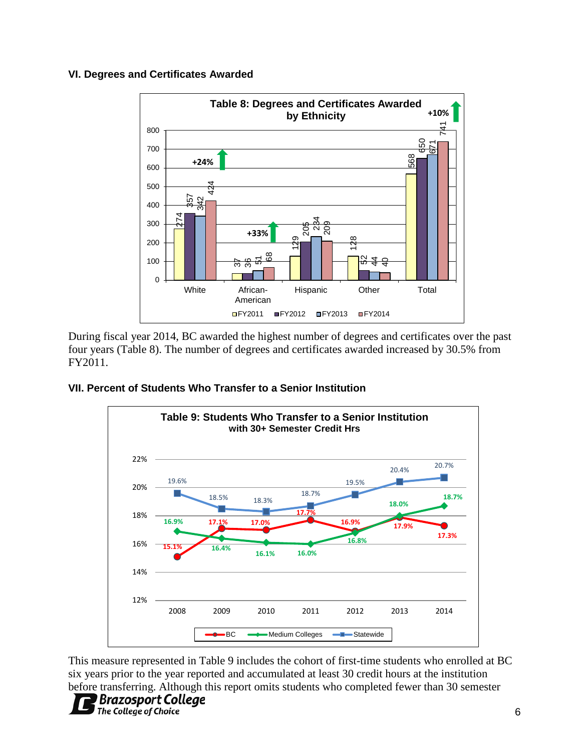## VI. Degrees and Certificates Awarded

**Table 8: Degrees and Certificates Awarded by Ethnicity**

| | FY2011 | FY2012 | FY2013 | FY2014 | Change |
|---|---|---|---|---|---|
| White | 274 | 357 | 342 | 424 | +24% |
| African-American | 37 | 36 | 51 | 68 | +33% |
| Hispanic | 129 | 205 | 234 | 209 | |
| Other | 128 | 52 | 44 | 40 | |
| Total | 568 | 650 | 671 | 741 | +10% |

During fiscal year 2014, BC awarded the highest number of degrees and certificates over the past four years (Table 8). The number of degrees and certificates awarded increased by 30.5% from FY2011.

## VII. Percent of Students Who Transfer to a Senior Institution

**Table 9: Students Who Transfer to a Senior Institution with 30+ Semester Credit Hrs**

| | 2008 | 2009 | 2010 | 2011 | 2012 | 2013 | 2014 |
|---|---|---|---|---|---|---|---|
| BC | 15.1% | 17.1% | 17.0% | 17.7% | 16.9% | 17.9% | 17.3% |
| Medium Colleges | 16.9% | 16.4% | 16.1% | 16.0% | 16.8% | 18.0% | 18.7% |
| Statewide | 19.6% | 18.5% | 18.3% | 18.7% | 19.5% | 20.4% | 20.7% |

This measure represented in Table 9 includes the cohort of first-time students who enrolled at BC six years prior to the year reported and accumulated at least 30 credit hours at the institution before transferring. Although this report omits students who completed fewer than 30 semester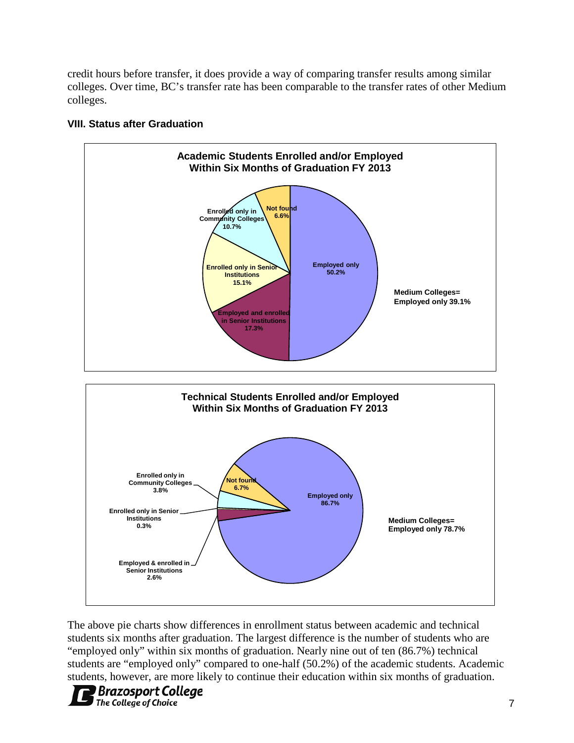credit hours before transfer, it does provide a way of comparing transfer results among similar colleges. Over time, BC's transfer rate has been comparable to the transfer rates of other Medium colleges.

### VIII. Status after Graduation

**Academic Students Enrolled and/or Employed Within Six Months of Graduation FY 2013**

- Employed only 50.2%
- Employed and enrolled in Senior Institutions 17.3%
- Enrolled only in Senior Institutions 15.1%
- Enrolled only in Community Colleges 10.7%
- Not found 6.6%

Medium Colleges= Employed only 39.1%

**Technical Students Enrolled and/or Employed Within Six Months of Graduation FY 2013**

- Employed only 86.7%
- Not found 6.7%
- Enrolled only in Community Colleges 3.8%
- Enrolled only in Senior Institutions 0.3%
- Employed & enrolled in Senior Institutions 2.6%

Medium Colleges= Employed only 78.7%

The above pie charts show differences in enrollment status between academic and technical students six months after graduation. The largest difference is the number of students who are "employed only" within six months of graduation. Nearly nine out of ten (86.7%) technical students are "employed only" compared to one-half (50.2%) of the academic students. Academic students, however, are more likely to continue their education within six months of graduation.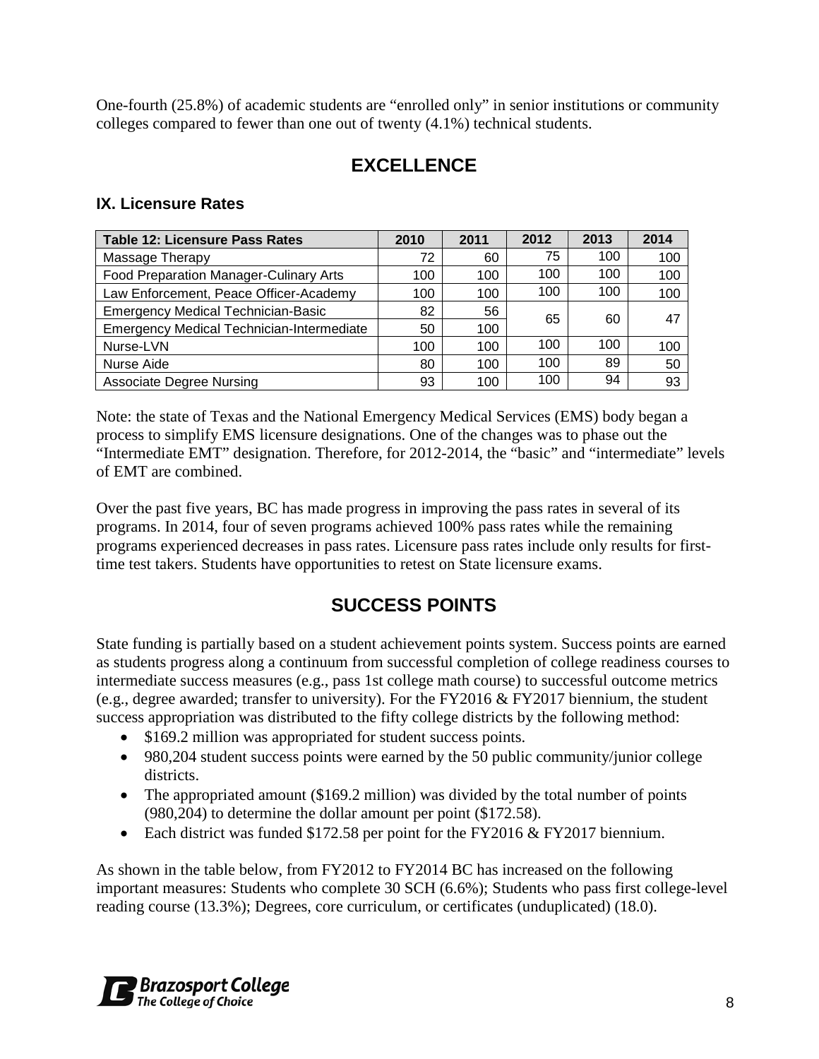One-fourth (25.8%) of academic students are “enrolled only” in senior institutions or community colleges compared to fewer than one out of twenty (4.1%) technical students.

## EXCELLENCE

### IX. Licensure Rates

| Table 12: Licensure Pass Rates | 2010 | 2011 | 2012 | 2013 | 2014 |
|---|---|---|---|---|---|
| Massage Therapy | 72 | 60 | 75 | 100 | 100 |
| Food Preparation Manager-Culinary Arts | 100 | 100 | 100 | 100 | 100 |
| Law Enforcement, Peace Officer-Academy | 100 | 100 | 100 | 100 | 100 |
| Emergency Medical Technician-Basic | 82 | 56 | 65 | 60 | 47 |
| Emergency Medical Technician-Intermediate | 50 | 100 | | | |
| Nurse-LVN | 100 | 100 | 100 | 100 | 100 |
| Nurse Aide | 80 | 100 | 100 | 89 | 50 |
| Associate Degree Nursing | 93 | 100 | 100 | 94 | 93 |

Note: the state of Texas and the National Emergency Medical Services (EMS) body began a process to simplify EMS licensure designations. One of the changes was to phase out the “Intermediate EMT” designation. Therefore, for 2012-2014, the “basic” and “intermediate” levels of EMT are combined.

Over the past five years, BC has made progress in improving the pass rates in several of its programs. In 2014, four of seven programs achieved 100% pass rates while the remaining programs experienced decreases in pass rates. Licensure pass rates include only results for first-time test takers. Students have opportunities to retest on State licensure exams.

## SUCCESS POINTS

State funding is partially based on a student achievement points system. Success points are earned as students progress along a continuum from successful completion of college readiness courses to intermediate success measures (e.g., pass 1st college math course) to successful outcome metrics (e.g., degree awarded; transfer to university). For the FY2016 & FY2017 biennium, the student success appropriation was distributed to the fifty college districts by the following method:

- $169.2 million was appropriated for student success points.
- 980,204 student success points were earned by the 50 public community/junior college districts.
- The appropriated amount ($169.2 million) was divided by the total number of points (980,204) to determine the dollar amount per point ($172.58).
- Each district was funded $172.58 per point for the FY2016 & FY2017 biennium.

As shown in the table below, from FY2012 to FY2014 BC has increased on the following important measures: Students who complete 30 SCH (6.6%); Students who pass first college-level reading course (13.3%); Degrees, core curriculum, or certificates (unduplicated) (18.0).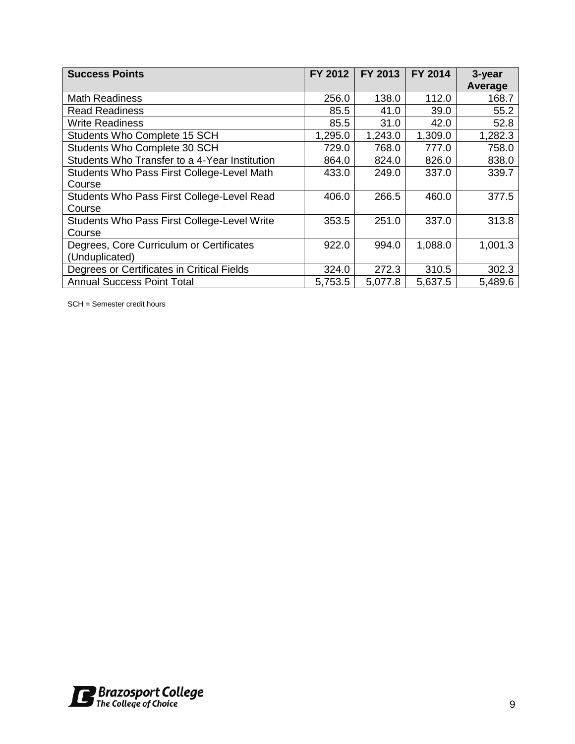| Success Points | FY 2012 | FY 2013 | FY 2014 | 3-year Average |
|---|---|---|---|---|
| Math Readiness | 256.0 | 138.0 | 112.0 | 168.7 |
| Read Readiness | 85.5 | 41.0 | 39.0 | 55.2 |
| Write Readiness | 85.5 | 31.0 | 42.0 | 52.8 |
| Students Who Complete 15 SCH | 1,295.0 | 1,243.0 | 1,309.0 | 1,282.3 |
| Students Who Complete 30 SCH | 729.0 | 768.0 | 777.0 | 758.0 |
| Students Who Transfer to a 4-Year Institution | 864.0 | 824.0 | 826.0 | 838.0 |
| Students Who Pass First College-Level Math Course | 433.0 | 249.0 | 337.0 | 339.7 |
| Students Who Pass First College-Level Read Course | 406.0 | 266.5 | 460.0 | 377.5 |
| Students Who Pass First College-Level Write Course | 353.5 | 251.0 | 337.0 | 313.8 |
| Degrees, Core Curriculum or Certificates (Unduplicated) | 922.0 | 994.0 | 1,088.0 | 1,001.3 |
| Degrees or Certificates in Critical Fields | 324.0 | 272.3 | 310.5 | 302.3 |
| Annual Success Point Total | 5,753.5 | 5,077.8 | 5,637.5 | 5,489.6 |

SCH = Semester credit hours